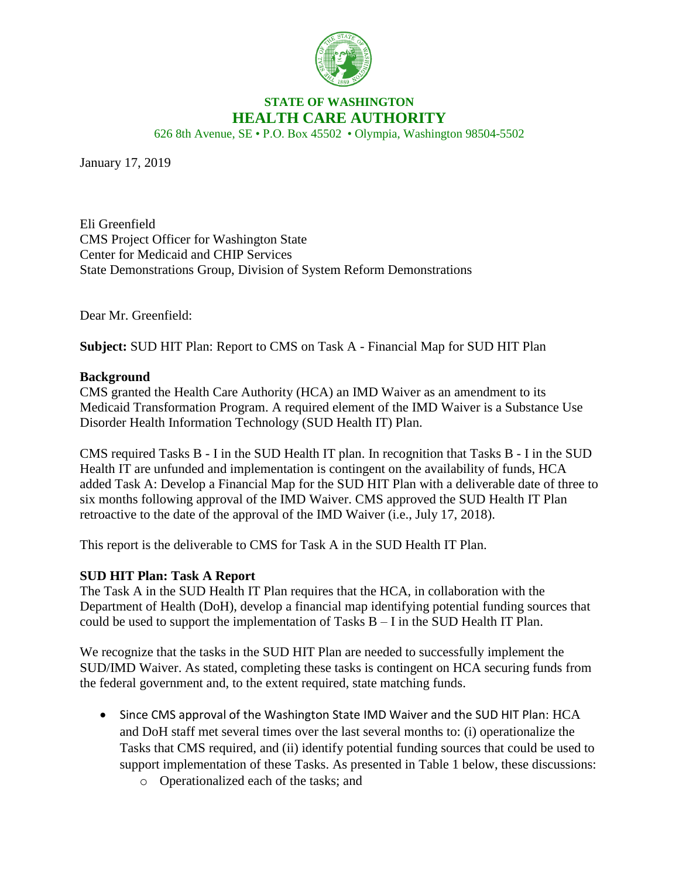**STATE OF WASHINGTON**
**HEALTH CARE AUTHORITY**
626 8th Avenue, SE • P.O. Box 45502 • Olympia, Washington 98504-5502

January 17, 2019

Eli Greenfield
CMS Project Officer for Washington State
Center for Medicaid and CHIP Services
State Demonstrations Group, Division of System Reform Demonstrations

Dear Mr. Greenfield:

**Subject:** SUD HIT Plan: Report to CMS on Task A - Financial Map for SUD HIT Plan

**Background**
CMS granted the Health Care Authority (HCA) an IMD Waiver as an amendment to its Medicaid Transformation Program. A required element of the IMD Waiver is a Substance Use Disorder Health Information Technology (SUD Health IT) Plan.

CMS required Tasks B - I in the SUD Health IT plan. In recognition that Tasks B - I in the SUD Health IT are unfunded and implementation is contingent on the availability of funds, HCA added Task A: Develop a Financial Map for the SUD HIT Plan with a deliverable date of three to six months following approval of the IMD Waiver. CMS approved the SUD Health IT Plan retroactive to the date of the approval of the IMD Waiver (i.e., July 17, 2018).

This report is the deliverable to CMS for Task A in the SUD Health IT Plan.

**SUD HIT Plan: Task A Report**
The Task A in the SUD Health IT Plan requires that the HCA, in collaboration with the Department of Health (DoH), develop a financial map identifying potential funding sources that could be used to support the implementation of Tasks B – I in the SUD Health IT Plan.

We recognize that the tasks in the SUD HIT Plan are needed to successfully implement the SUD/IMD Waiver. As stated, completing these tasks is contingent on HCA securing funds from the federal government and, to the extent required, state matching funds.

- Since CMS approval of the Washington State IMD Waiver and the SUD HIT Plan: HCA and DoH staff met several times over the last several months to: (i) operationalize the Tasks that CMS required, and (ii) identify potential funding sources that could be used to support implementation of these Tasks. As presented in Table 1 below, these discussions:
  - Operationalized each of the tasks; and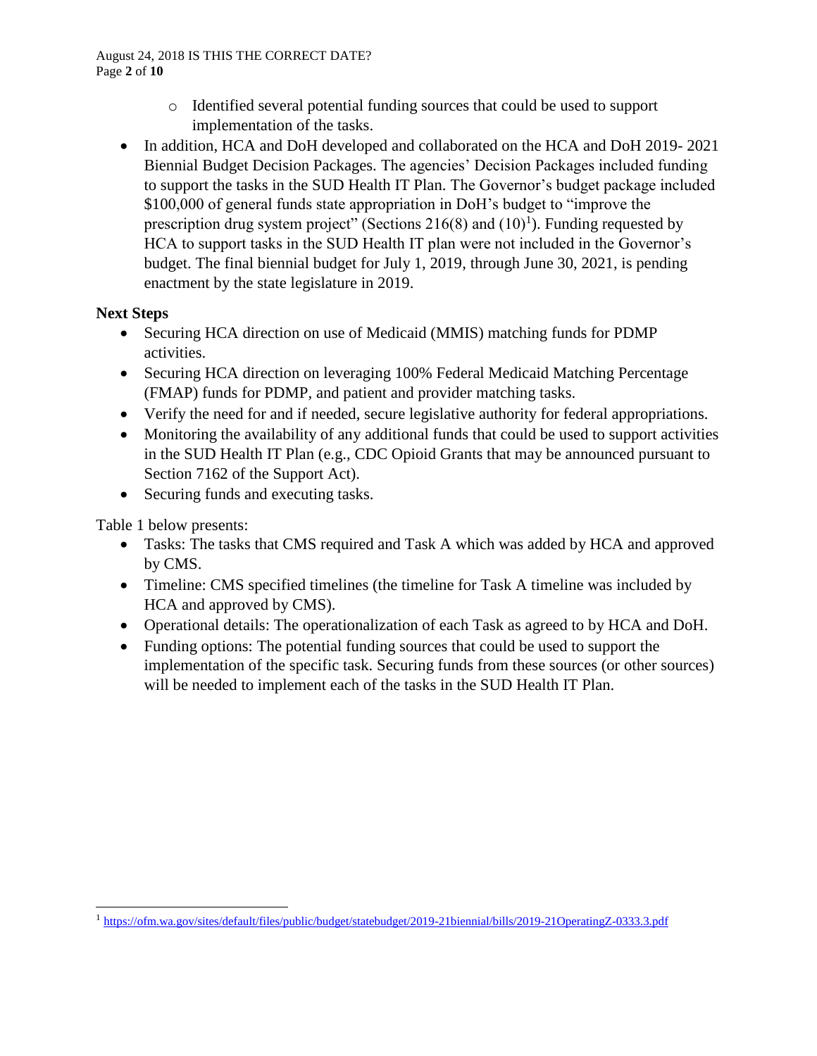- Identified several potential funding sources that could be used to support implementation of the tasks.

- In addition, HCA and DoH developed and collaborated on the HCA and DoH 2019- 2021 Biennial Budget Decision Packages. The agencies' Decision Packages included funding to support the tasks in the SUD Health IT Plan. The Governor's budget package included $100,000 of general funds state appropriation in DoH's budget to "improve the prescription drug system project" (Sections 216(8) and (10)[1]). Funding requested by HCA to support tasks in the SUD Health IT plan were not included in the Governor's budget. The final biennial budget for July 1, 2019, through June 30, 2021, is pending enactment by the state legislature in 2019.

**Next Steps**

- Securing HCA direction on use of Medicaid (MMIS) matching funds for PDMP activities.
- Securing HCA direction on leveraging 100% Federal Medicaid Matching Percentage (FMAP) funds for PDMP, and patient and provider matching tasks.
- Verify the need for and if needed, secure legislative authority for federal appropriations.
- Monitoring the availability of any additional funds that could be used to support activities in the SUD Health IT Plan (e.g., CDC Opioid Grants that may be announced pursuant to Section 7162 of the Support Act).
- Securing funds and executing tasks.

Table 1 below presents:

- Tasks: The tasks that CMS required and Task A which was added by HCA and approved by CMS.
- Timeline: CMS specified timelines (the timeline for Task A timeline was included by HCA and approved by CMS).
- Operational details: The operationalization of each Task as agreed to by HCA and DoH.
- Funding options: The potential funding sources that could be used to support the implementation of the specific task. Securing funds from these sources (or other sources) will be needed to implement each of the tasks in the SUD Health IT Plan.

[1] https://ofm.wa.gov/sites/default/files/public/budget/statebudget/2019-21biennial/bills/2019-21OperatingZ-0333.3.pdf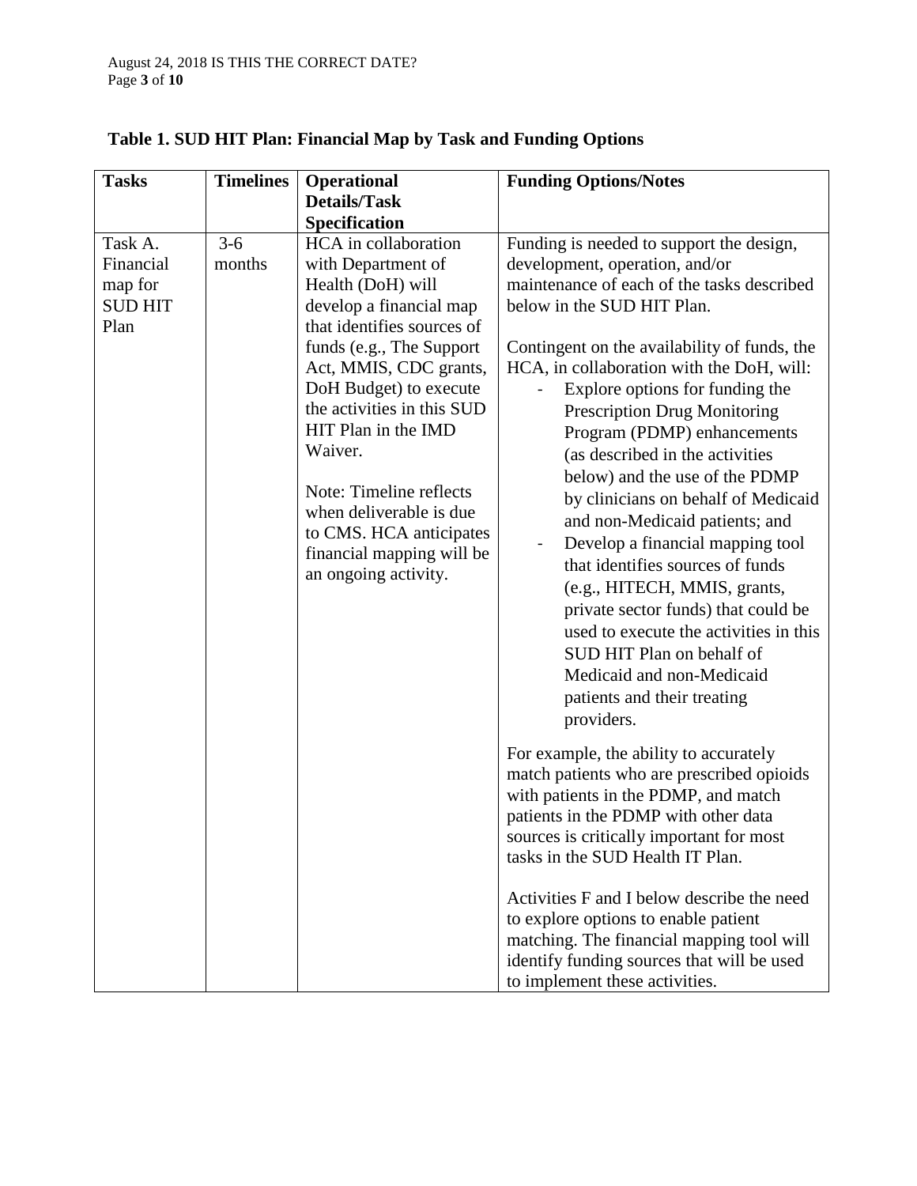**Table 1. SUD HIT Plan: Financial Map by Task and Funding Options**

| Tasks | Timelines | Operational Details/Task Specification | Funding Options/Notes |
|---|---|---|---|
| Task A. Financial map for SUD HIT Plan | 3-6 months | HCA in collaboration with Department of Health (DoH) will develop a financial map that identifies sources of funds (e.g., The Support Act, MMIS, CDC grants, DoH Budget) to execute the activities in this SUD HIT Plan in the IMD Waiver.<br><br>Note: Timeline reflects when deliverable is due to CMS. HCA anticipates financial mapping will be an ongoing activity. | Funding is needed to support the design, development, operation, and/or maintenance of each of the tasks described below in the SUD HIT Plan.<br><br>Contingent on the availability of funds, the HCA, in collaboration with the DoH, will:<br>- Explore options for funding the Prescription Drug Monitoring Program (PDMP) enhancements (as described in the activities below) and the use of the PDMP by clinicians on behalf of Medicaid and non-Medicaid patients; and<br>- Develop a financial mapping tool that identifies sources of funds (e.g., HITECH, MMIS, grants, private sector funds) that could be used to execute the activities in this SUD HIT Plan on behalf of Medicaid and non-Medicaid patients and their treating providers.<br><br>For example, the ability to accurately match patients who are prescribed opioids with patients in the PDMP, and match patients in the PDMP with other data sources is critically important for most tasks in the SUD Health IT Plan.<br><br>Activities F and I below describe the need to explore options to enable patient matching. The financial mapping tool will identify funding sources that will be used to implement these activities. |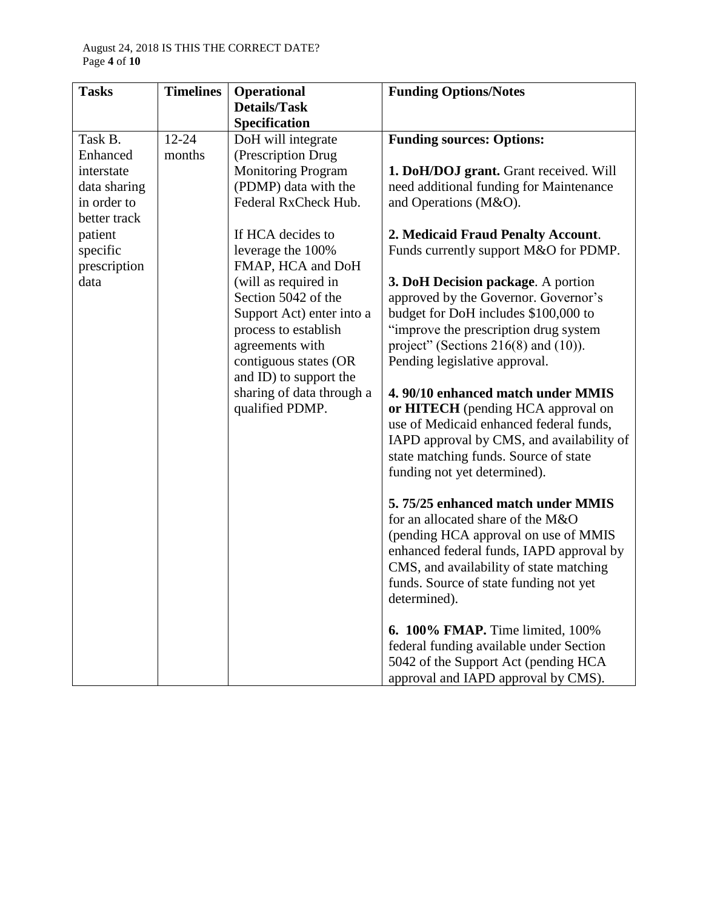| Tasks | Timelines | Operational Details/Task Specification | Funding Options/Notes |
|---|---|---|---|
| Task B. Enhanced interstate data sharing in order to better track patient specific prescription data | 12-24 months | DoH will integrate (Prescription Drug Monitoring Program (PDMP) data with the Federal RxCheck Hub.<br><br>If HCA decides to leverage the 100% FMAP, HCA and DoH (will as required in Section 5042 of the Support Act) enter into a process to establish agreements with contiguous states (OR and ID) to support the sharing of data through a qualified PDMP. | **Funding sources: Options:**<br><br>**1. DoH/DOJ grant.** Grant received. Will need additional funding for Maintenance and Operations (M&O).<br><br>**2. Medicaid Fraud Penalty Account**. Funds currently support M&O for PDMP.<br><br>**3. DoH Decision package**. A portion approved by the Governor. Governor's budget for DoH includes $100,000 to "improve the prescription drug system project" (Sections 216(8) and (10)). Pending legislative approval.<br><br>**4. 90/10 enhanced match under MMIS or HITECH** (pending HCA approval on use of Medicaid enhanced federal funds, IAPD approval by CMS, and availability of state matching funds. Source of state funding not yet determined).<br><br>**5. 75/25 enhanced match under MMIS** for an allocated share of the M&O (pending HCA approval on use of MMIS enhanced federal funds, IAPD approval by CMS, and availability of state matching funds. Source of state funding not yet determined).<br><br>**6. 100% FMAP.** Time limited, 100% federal funding available under Section 5042 of the Support Act (pending HCA approval and IAPD approval by CMS). |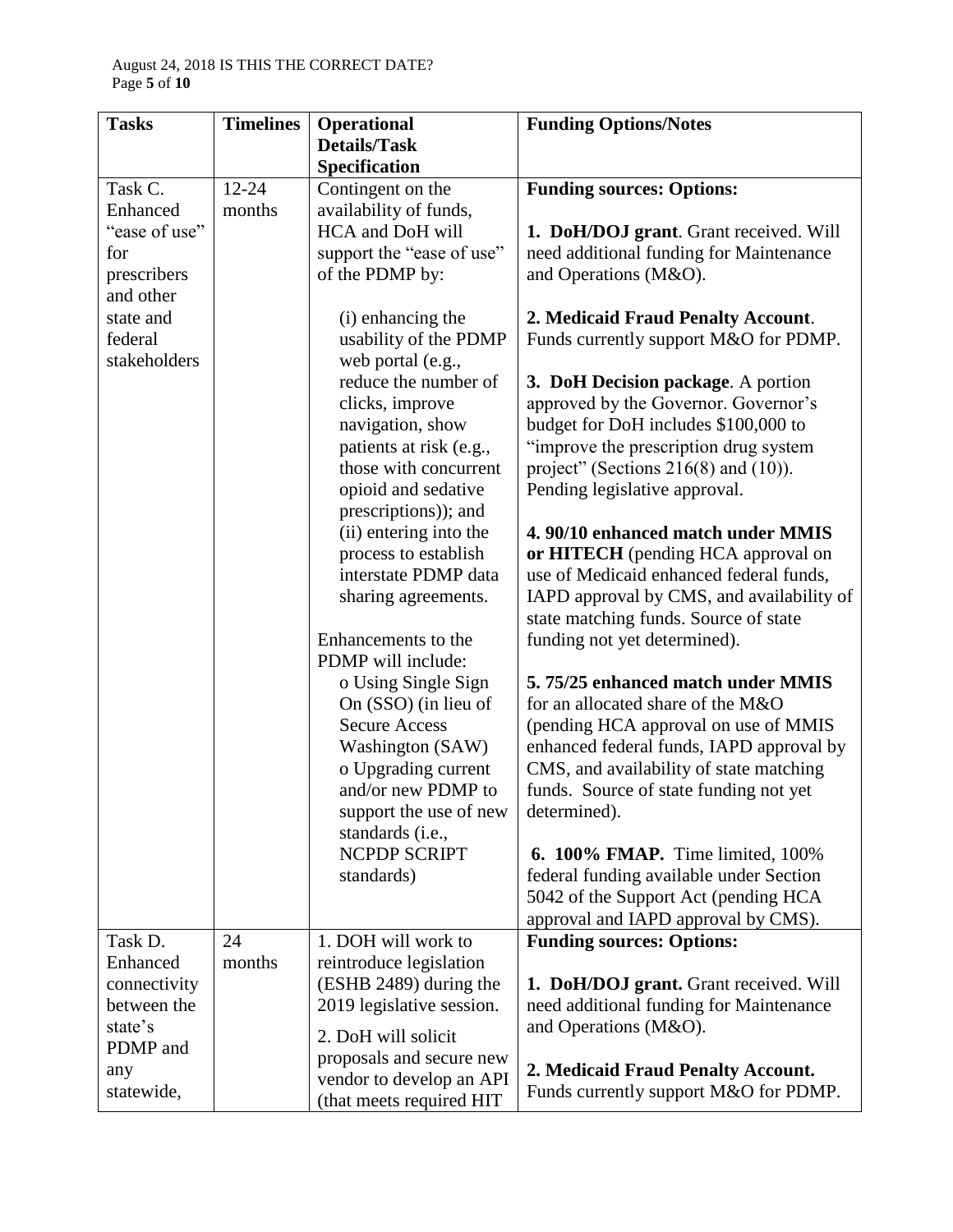| Tasks | Timelines | Operational Details/Task Specification | Funding Options/Notes |
|---|---|---|---|
| Task C. Enhanced "ease of use" for prescribers and other state and federal stakeholders | 12-24 months | Contingent on the availability of funds, HCA and DoH will support the "ease of use" of the PDMP by:<br><br>(i) enhancing the usability of the PDMP web portal (e.g., reduce the number of clicks, improve navigation, show patients at risk (e.g., those with concurrent opioid and sedative prescriptions)); and<br>(ii) entering into the process to establish interstate PDMP data sharing agreements.<br><br>Enhancements to the PDMP will include:<br>o Using Single Sign On (SSO) (in lieu of Secure Access Washington (SAW)<br>o Upgrading current and/or new PDMP to support the use of new standards (i.e., NCPDP SCRIPT standards) | **Funding sources: Options:**<br><br>**1. DoH/DOJ grant**. Grant received. Will need additional funding for Maintenance and Operations (M&O).<br><br>**2. Medicaid Fraud Penalty Account**. Funds currently support M&O for PDMP.<br><br>**3. DoH Decision package**. A portion approved by the Governor. Governor's budget for DoH includes $100,000 to "improve the prescription drug system project" (Sections 216(8) and (10)). Pending legislative approval.<br><br>**4. 90/10 enhanced match under MMIS or HITECH** (pending HCA approval on use of Medicaid enhanced federal funds, IAPD approval by CMS, and availability of state matching funds. Source of state funding not yet determined).<br><br>**5. 75/25 enhanced match under MMIS** for an allocated share of the M&O (pending HCA approval on use of MMIS enhanced federal funds, IAPD approval by CMS, and availability of state matching funds. Source of state funding not yet determined).<br><br>**6. 100% FMAP.** Time limited, 100% federal funding available under Section 5042 of the Support Act (pending HCA approval and IAPD approval by CMS). |
| Task D. Enhanced connectivity between the state's PDMP and any statewide, | 24 months | 1. DOH will work to reintroduce legislation (ESHB 2489) during the 2019 legislative session.<br><br>2. DoH will solicit proposals and secure new vendor to develop an API (that meets required HIT | **Funding sources: Options:**<br><br>**1. DoH/DOJ grant.** Grant received. Will need additional funding for Maintenance and Operations (M&O).<br><br>**2. Medicaid Fraud Penalty Account.** Funds currently support M&O for PDMP. |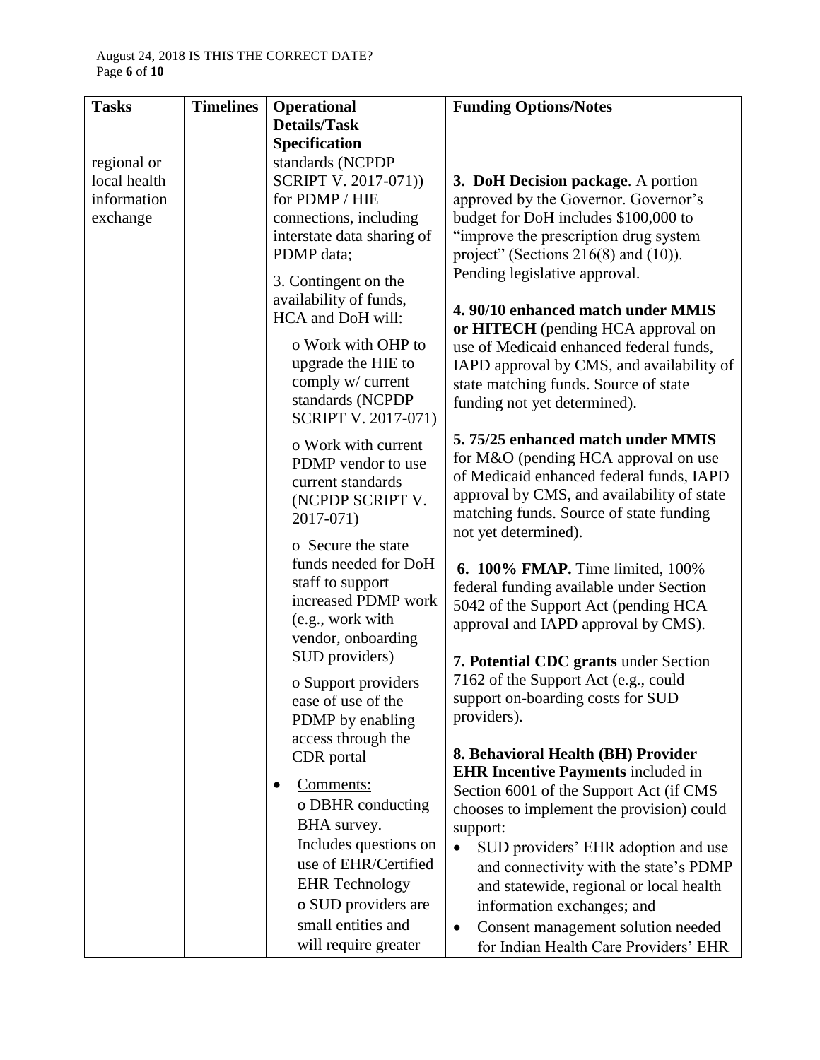| Tasks | Timelines | Operational Details/Task Specification | Funding Options/Notes |
|---|---|---|---|
| regional or local health information exchange | | standards (NCPDP SCRIPT V. 2017-071)) for PDMP / HIE connections, including interstate data sharing of PDMP data;<br><br>3. Contingent on the availability of funds, HCA and DoH will:<br>o Work with OHP to upgrade the HIE to comply w/ current standards (NCPDP SCRIPT V. 2017-071)<br>o Work with current PDMP vendor to use current standards (NCPDP SCRIPT V. 2017-071)<br>o Secure the state funds needed for DoH staff to support increased PDMP work (e.g., work with vendor, onboarding SUD providers)<br>o Support providers ease of use of the PDMP by enabling access through the CDR portal<br><br>• Comments:<br>o DBHR conducting BHA survey. Includes questions on use of EHR/Certified EHR Technology<br>o SUD providers are small entities and will require greater | **3. DoH Decision package**. A portion approved by the Governor. Governor's budget for DoH includes $100,000 to "improve the prescription drug system project" (Sections 216(8) and (10)). Pending legislative approval.<br><br>**4. 90/10 enhanced match under MMIS or HITECH** (pending HCA approval on use of Medicaid enhanced federal funds, IAPD approval by CMS, and availability of state matching funds. Source of state funding not yet determined).<br><br>**5. 75/25 enhanced match under MMIS** for M&O (pending HCA approval on use of Medicaid enhanced federal funds, IAPD approval by CMS, and availability of state matching funds. Source of state funding not yet determined).<br><br>**6. 100% FMAP.** Time limited, 100% federal funding available under Section 5042 of the Support Act (pending HCA approval and IAPD approval by CMS).<br><br>**7. Potential CDC grants** under Section 7162 of the Support Act (e.g., could support on-boarding costs for SUD providers).<br><br>**8. Behavioral Health (BH) Provider EHR Incentive Payments** included in Section 6001 of the Support Act (if CMS chooses to implement the provision) could support:<br>• SUD providers' EHR adoption and use and connectivity with the state's PDMP and statewide, regional or local health information exchanges; and<br>• Consent management solution needed for Indian Health Care Providers' EHR |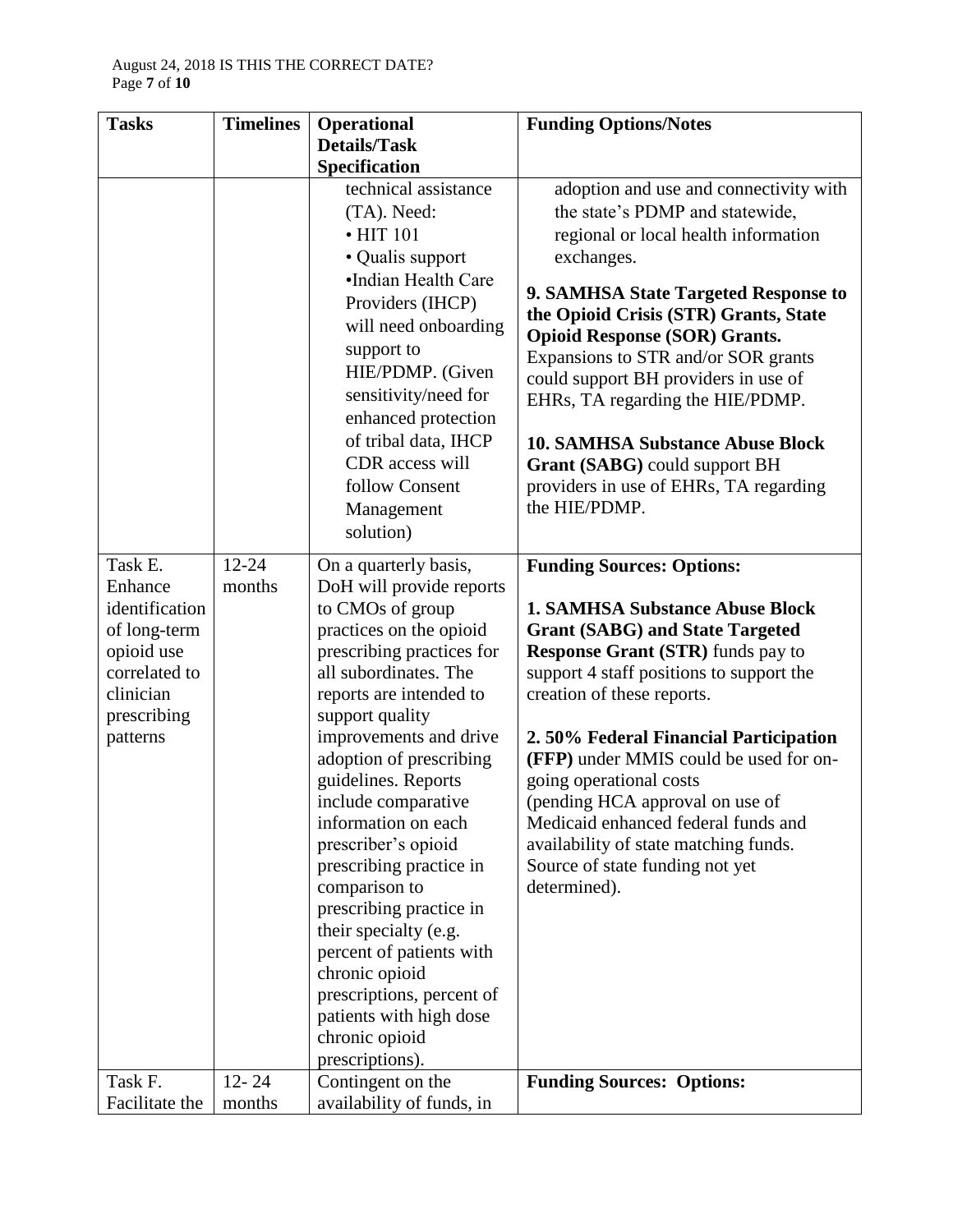| Tasks | Timelines | Operational Details/Task Specification | Funding Options/Notes |
|---|---|---|---|
| | | technical assistance (TA). Need: • HIT 101 • Qualis support •Indian Health Care Providers (IHCP) will need onboarding support to HIE/PDMP. (Given sensitivity/need for enhanced protection of tribal data, IHCP CDR access will follow Consent Management solution) | adoption and use and connectivity with the state's PDMP and statewide, regional or local health information exchanges. **9. SAMHSA State Targeted Response to the Opioid Crisis (STR) Grants, State Opioid Response (SOR) Grants.** Expansions to STR and/or SOR grants could support BH providers in use of EHRs, TA regarding the HIE/PDMP. **10. SAMHSA Substance Abuse Block Grant (SABG)** could support BH providers in use of EHRs, TA regarding the HIE/PDMP. |
| Task E. Enhance identification of long-term opioid use correlated to clinician prescribing patterns | 12-24 months | On a quarterly basis, DoH will provide reports to CMOs of group practices on the opioid prescribing practices for all subordinates. The reports are intended to support quality improvements and drive adoption of prescribing guidelines. Reports include comparative information on each prescriber's opioid prescribing practice in comparison to prescribing practice in their specialty (e.g. percent of patients with chronic opioid prescriptions, percent of patients with high dose chronic opioid prescriptions). | **Funding Sources: Options:** **1. SAMHSA Substance Abuse Block Grant (SABG) and State Targeted Response Grant (STR)** funds pay to support 4 staff positions to support the creation of these reports. **2. 50% Federal Financial Participation (FFP)** under MMIS could be used for on-going operational costs (pending HCA approval on use of Medicaid enhanced federal funds and availability of state matching funds. Source of state funding not yet determined). |
| Task F. Facilitate the | 12- 24 months | Contingent on the availability of funds, in | **Funding Sources: Options:** |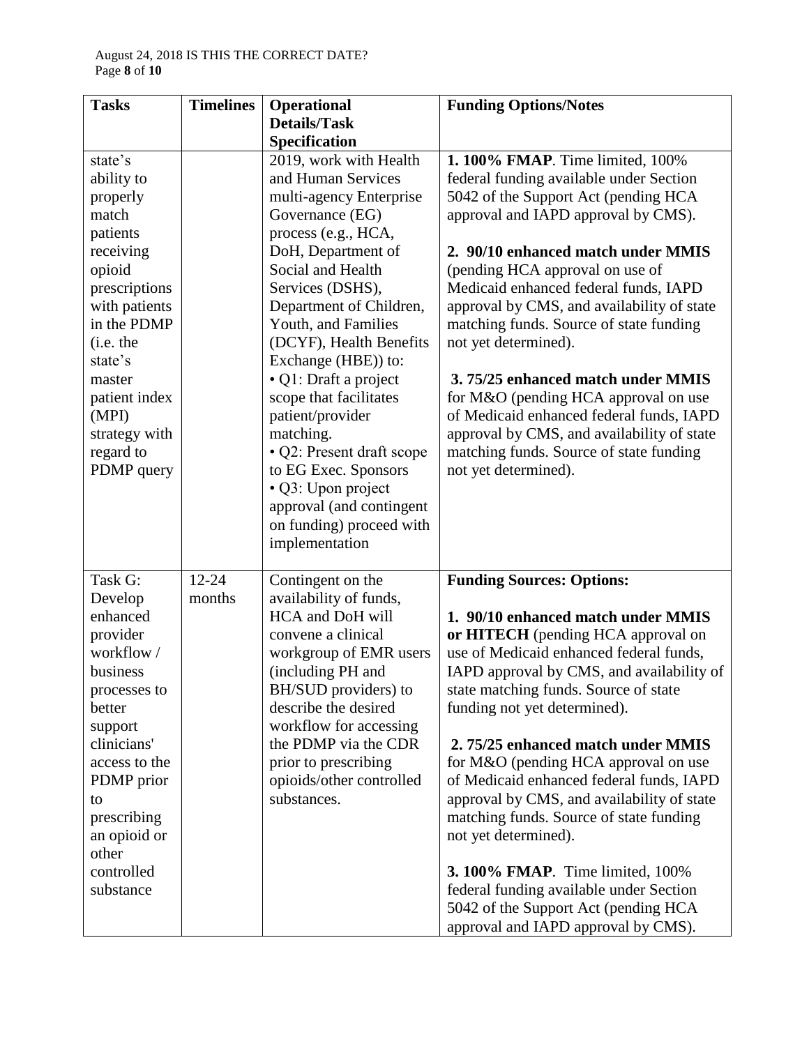| Tasks | Timelines | Operational Details/Task Specification | Funding Options/Notes |
|---|---|---|---|
| state's ability to properly match patients receiving opioid prescriptions with patients in the PDMP (i.e. the state's master patient index (MPI) strategy with regard to PDMP query | | 2019, work with Health and Human Services multi-agency Enterprise Governance (EG) process (e.g., HCA, DoH, Department of Social and Health Services (DSHS), Department of Children, Youth, and Families (DCYF), Health Benefits Exchange (HBE)) to:<br>• Q1: Draft a project scope that facilitates patient/provider matching.<br>• Q2: Present draft scope to EG Exec. Sponsors<br>• Q3: Upon project approval (and contingent on funding) proceed with implementation | **1. 100% FMAP**. Time limited, 100% federal funding available under Section 5042 of the Support Act (pending HCA approval and IAPD approval by CMS).<br><br>**2. 90/10 enhanced match under MMIS** (pending HCA approval on use of Medicaid enhanced federal funds, IAPD approval by CMS, and availability of state matching funds. Source of state funding not yet determined).<br><br>**3. 75/25 enhanced match under MMIS** for M&O (pending HCA approval on use of Medicaid enhanced federal funds, IAPD approval by CMS, and availability of state matching funds. Source of state funding not yet determined). |
| Task G: Develop enhanced provider workflow / business processes to better support clinicians' access to the PDMP prior to prescribing an opioid or other controlled substance | 12-24 months | Contingent on the availability of funds, HCA and DoH will convene a clinical workgroup of EMR users (including PH and BH/SUD providers) to describe the desired workflow for accessing the PDMP via the CDR prior to prescribing opioids/other controlled substances. | **Funding Sources: Options:**<br><br>**1. 90/10 enhanced match under MMIS or HITECH** (pending HCA approval on use of Medicaid enhanced federal funds, IAPD approval by CMS, and availability of state matching funds. Source of state funding not yet determined).<br><br>**2. 75/25 enhanced match under MMIS** for M&O (pending HCA approval on use of Medicaid enhanced federal funds, IAPD approval by CMS, and availability of state matching funds. Source of state funding not yet determined).<br><br>**3. 100% FMAP**. Time limited, 100% federal funding available under Section 5042 of the Support Act (pending HCA approval and IAPD approval by CMS). |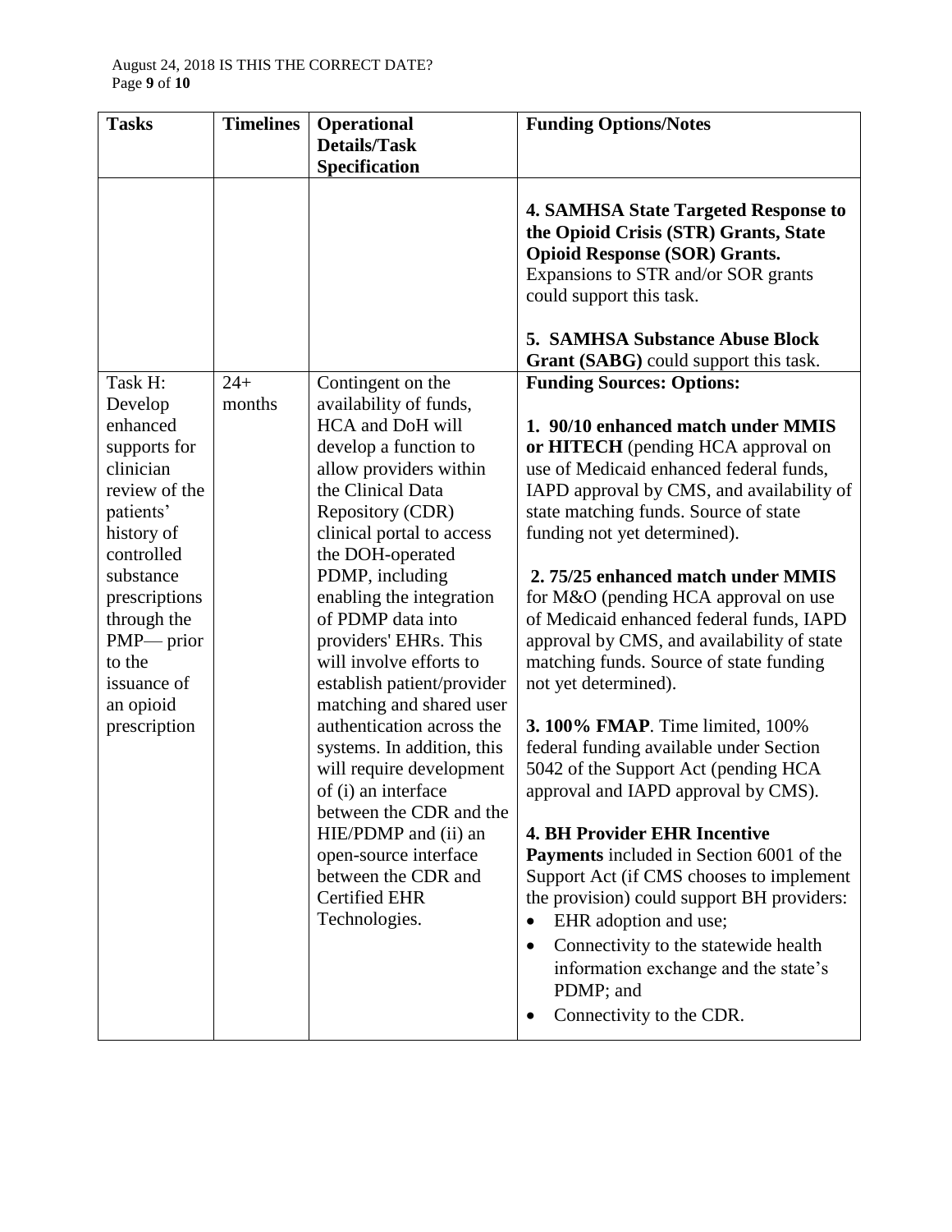| Tasks | Timelines | Operational Details/Task Specification | Funding Options/Notes |
|---|---|---|---|
| | | | **4. SAMHSA State Targeted Response to the Opioid Crisis (STR) Grants, State Opioid Response (SOR) Grants.** Expansions to STR and/or SOR grants could support this task.<br><br>**5. SAMHSA Substance Abuse Block Grant (SABG)** could support this task. |
| Task H: Develop enhanced supports for clinician review of the patients' history of controlled substance prescriptions through the PMP— prior to the issuance of an opioid prescription | 24+ months | Contingent on the availability of funds, HCA and DoH will develop a function to allow providers within the Clinical Data Repository (CDR) clinical portal to access the DOH-operated PDMP, including enabling the integration of PDMP data into providers' EHRs. This will involve efforts to establish patient/provider matching and shared user authentication across the systems. In addition, this will require development of (i) an interface between the CDR and the HIE/PDMP and (ii) an open-source interface between the CDR and Certified EHR Technologies. | **Funding Sources: Options:**<br><br>**1. 90/10 enhanced match under MMIS or HITECH** (pending HCA approval on use of Medicaid enhanced federal funds, IAPD approval by CMS, and availability of state matching funds. Source of state funding not yet determined).<br><br>**2. 75/25 enhanced match under MMIS** for M&O (pending HCA approval on use of Medicaid enhanced federal funds, IAPD approval by CMS, and availability of state matching funds. Source of state funding not yet determined).<br><br>**3. 100% FMAP**. Time limited, 100% federal funding available under Section 5042 of the Support Act (pending HCA approval and IAPD approval by CMS).<br><br>**4. BH Provider EHR Incentive Payments** included in Section 6001 of the Support Act (if CMS chooses to implement the provision) could support BH providers:<br>• EHR adoption and use;<br>• Connectivity to the statewide health information exchange and the state's PDMP; and<br>• Connectivity to the CDR. |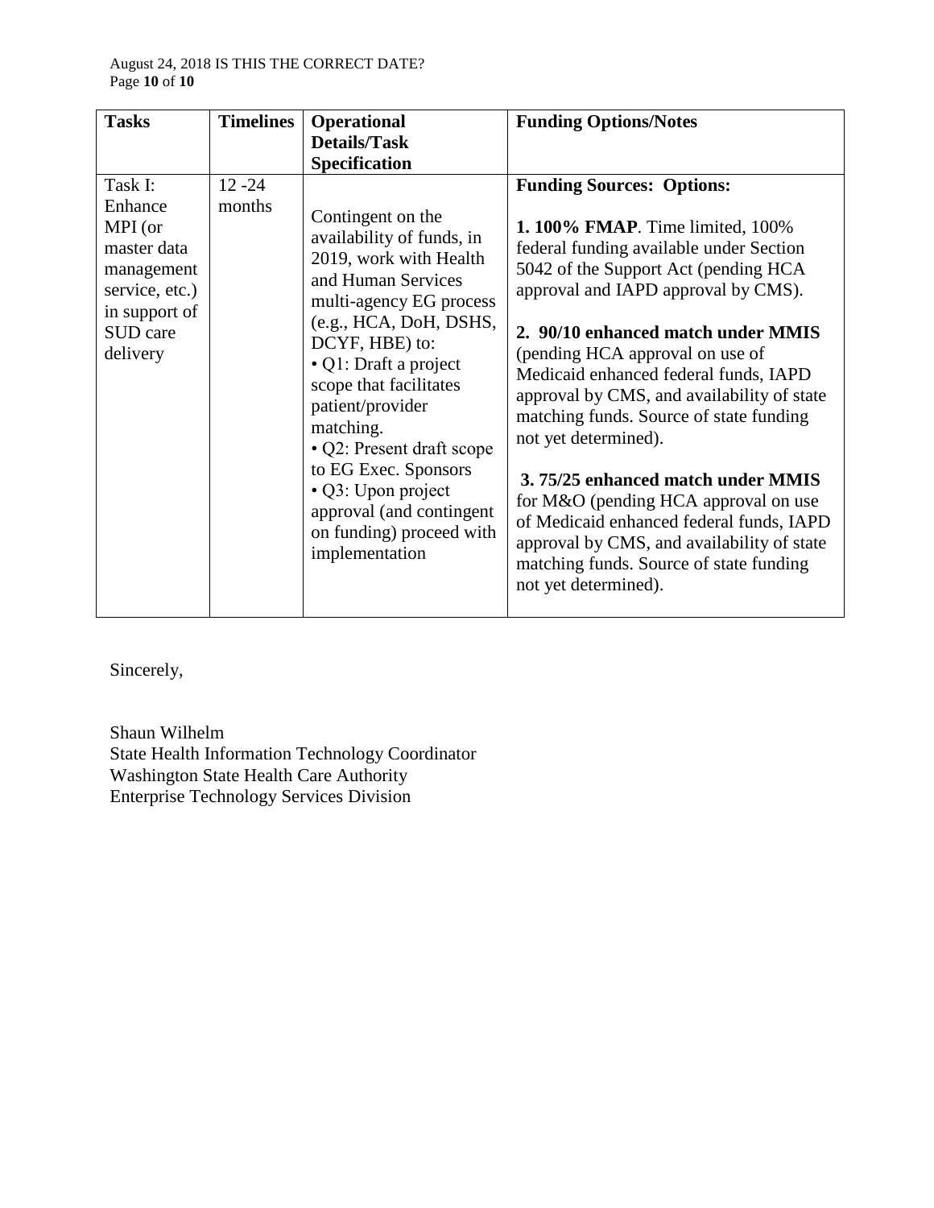| Tasks | Timelines | Operational Details/Task Specification | Funding Options/Notes |
|---|---|---|---|
| Task I: Enhance MPI (or master data management service, etc.) in support of SUD care delivery | 12 -24 months | Contingent on the availability of funds, in 2019, work with Health and Human Services multi-agency EG process (e.g., HCA, DoH, DSHS, DCYF, HBE) to:<br>• Q1: Draft a project scope that facilitates patient/provider matching.<br>• Q2: Present draft scope to EG Exec. Sponsors<br>• Q3: Upon project approval (and contingent on funding) proceed with implementation | **Funding Sources: Options:**<br><br>**1. 100% FMAP**. Time limited, 100% federal funding available under Section 5042 of the Support Act (pending HCA approval and IAPD approval by CMS).<br><br>**2. 90/10 enhanced match under MMIS** (pending HCA approval on use of Medicaid enhanced federal funds, IAPD approval by CMS, and availability of state matching funds. Source of state funding not yet determined).<br><br>**3. 75/25 enhanced match under MMIS** for M&O (pending HCA approval on use of Medicaid enhanced federal funds, IAPD approval by CMS, and availability of state matching funds. Source of state funding not yet determined). |

Sincerely,

Shaun Wilhelm
State Health Information Technology Coordinator
Washington State Health Care Authority
Enterprise Technology Services Division